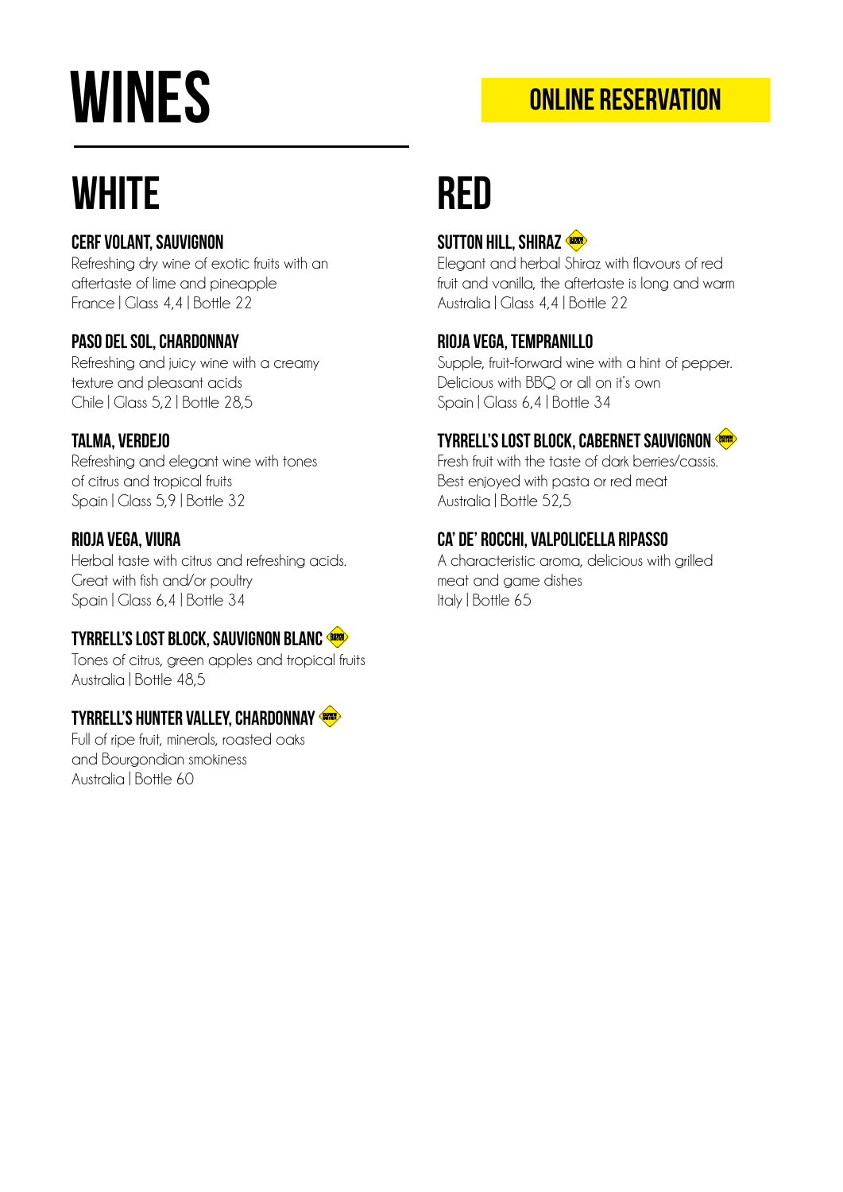# WINES

ONLINE RESERVATION

## WHITE

### CERF VOLANT, SAUVIGNON
Refreshing dry wine of exotic fruits with an aftertaste of lime and pineapple
France | Glass 4,4 | Bottle 22

### PASO DEL SOL, CHARDONNAY
Refreshing and juicy wine with a creamy texture and pleasant acids
Chile | Glass 5,2 | Bottle 28,5

### TALMA, VERDEJO
Refreshing and elegant wine with tones of citrus and tropical fruits
Spain | Glass 5,9 | Bottle 32

### RIOJA VEGA, VIURA
Herbal taste with citrus and refreshing acids. Great with fish and/or poultry
Spain | Glass 6,4 | Bottle 34

### TYRRELL'S LOST BLOCK, SAUVIGNON BLANC
Tones of citrus, green apples and tropical fruits
Australia | Bottle 48,5

### TYRRELL'S HUNTER VALLEY, CHARDONNAY
Full of ripe fruit, minerals, roasted oaks and Bourgondian smokiness
Australia | Bottle 60

## RED

### SUTTON HILL, SHIRAZ
Elegant and herbal Shiraz with flavours of red fruit and vanilla, the aftertaste is long and warm
Australia | Glass 4,4 | Bottle 22

### RIOJA VEGA, TEMPRANILLO
Supple, fruit-forward wine with a hint of pepper. Delicious with BBQ or all on it's own
Spain | Glass 6,4 | Bottle 34

### TYRRELL'S LOST BLOCK, CABERNET SAUVIGNON
Fresh fruit with the taste of dark berries/cassis. Best enjoyed with pasta or red meat
Australia | Bottle 52,5

### CA' DE' ROCCHI, VALPOLICELLA RIPASSO
A characteristic aroma, delicious with grilled meat and game dishes
Italy | Bottle 65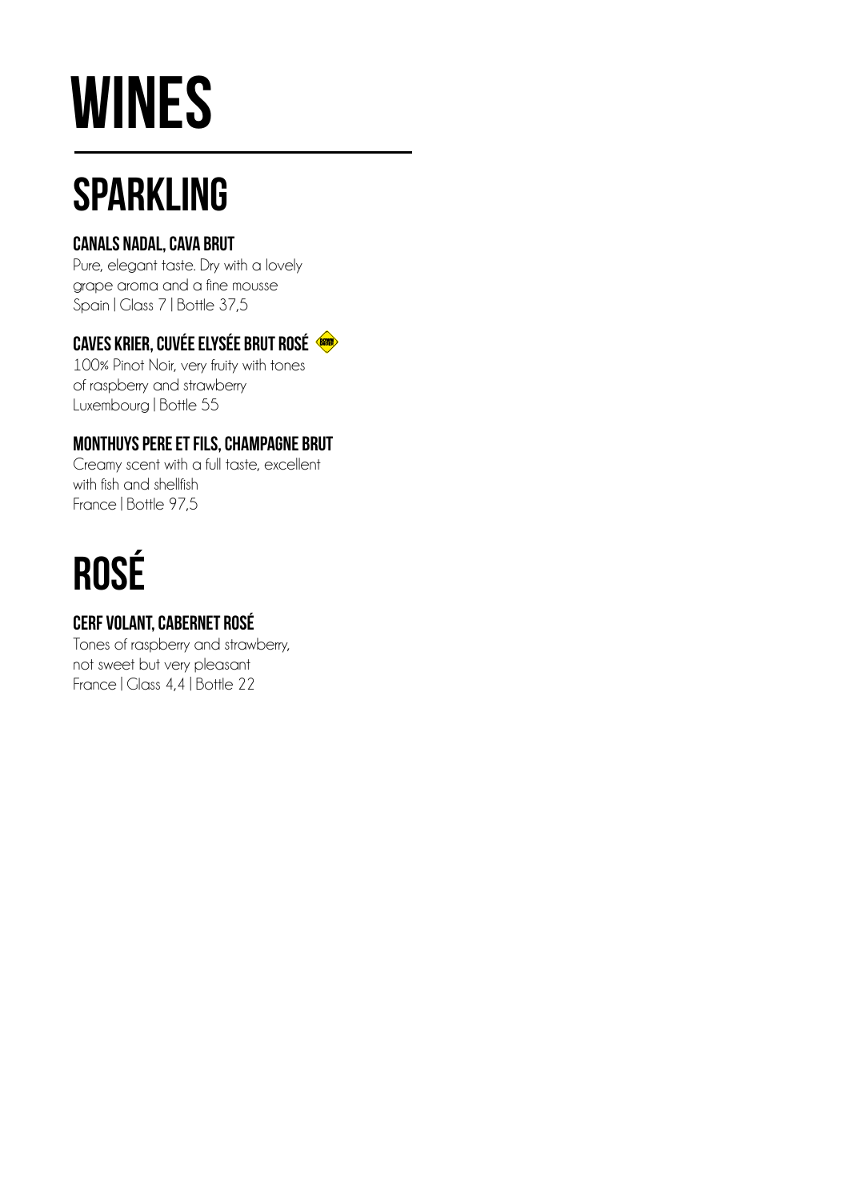# WINES

## SPARKLING

### CANALS NADAL, CAVA BRUT

Pure, elegant taste. Dry with a lovely grape aroma and a fine mousse
Spain | Glass 7 | Bottle 37,5

### CAVES KRIER, CUVÉE ELYSÉE BRUT ROSÉ

100% Pinot Noir, very fruity with tones of raspberry and strawberry
Luxembourg | Bottle 55

### MONTHUYS PERE ET FILS, CHAMPAGNE BRUT

Creamy scent with a full taste, excellent with fish and shellfish
France | Bottle 97,5

## ROSÉ

### CERF VOLANT, CABERNET ROSÉ

Tones of raspberry and strawberry, not sweet but very pleasant
France | Glass 4,4 | Bottle 22